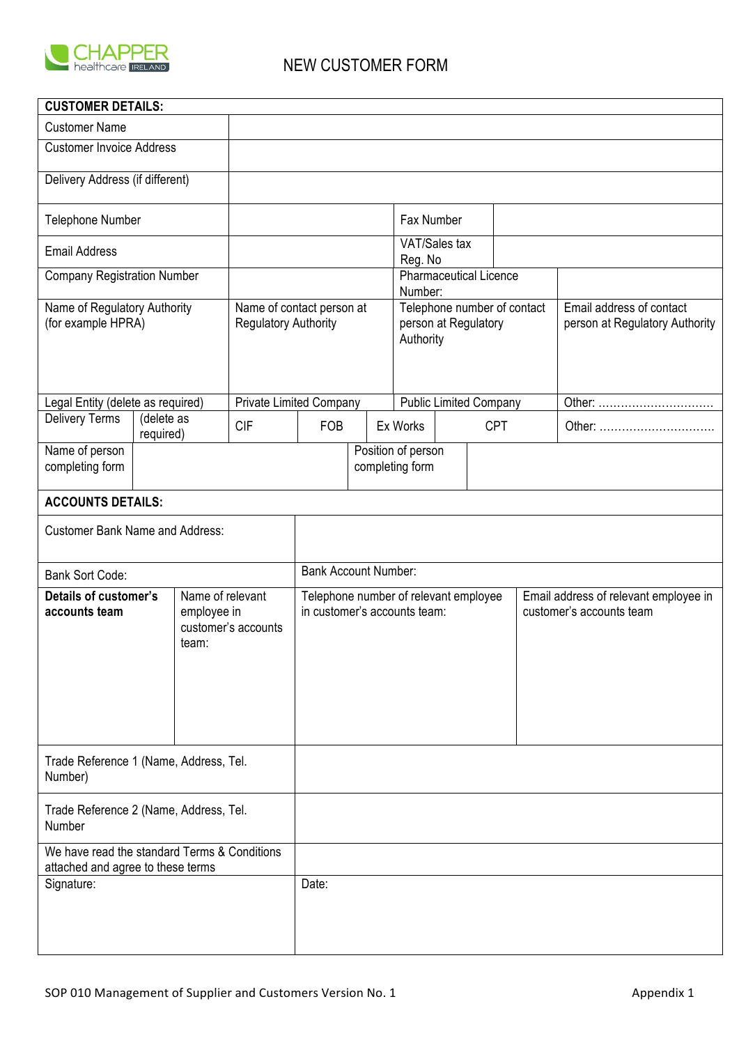CHAPPER healthcare IRELAND

# NEW CUSTOMER FORM

| **CUSTOMER DETAILS:** | | | | | | | |
|---|---|---|---|---|---|---|---|
| Customer Name | | | | | | | |
| Customer Invoice Address | | | | | | | |
| Delivery Address (if different) | | | | | | | |
| Telephone Number | | | | Fax Number | | | |
| Email Address | | | | VAT/Sales tax Reg. No | | | |
| Company Registration Number | | | | Pharmaceutical Licence Number: | | | |
| Name of Regulatory Authority (for example HPRA) | | Name of contact person at Regulatory Authority | | Telephone number of contact person at Regulatory Authority | | Email address of contact person at Regulatory Authority | |
| Legal Entity (delete as required) | | Private Limited Company | | Public Limited Company | | Other: …………………………. | |
| Delivery Terms | (delete as required) | CIF | FOB | Ex Works | CPT | Other: …………………………. | |
| Name of person completing form | | | | Position of person completing form | | | |

| **ACCOUNTS DETAILS:** | | | |
|---|---|---|---|
| Customer Bank Name and Address: | | | |
| Bank Sort Code: | | Bank Account Number: | |
| **Details of customer's accounts team** | Name of relevant employee in customer's accounts team: | Telephone number of relevant employee in customer's accounts team: | Email address of relevant employee in customer's accounts team |
| Trade Reference 1 (Name, Address, Tel. Number) | | | |
| Trade Reference 2 (Name, Address, Tel. Number | | | |
| We have read the standard Terms & Conditions attached and agree to these terms | | | |
| Signature: | | Date: | |

SOP 010 Management of Supplier and Customers Version No. 1 Appendix 1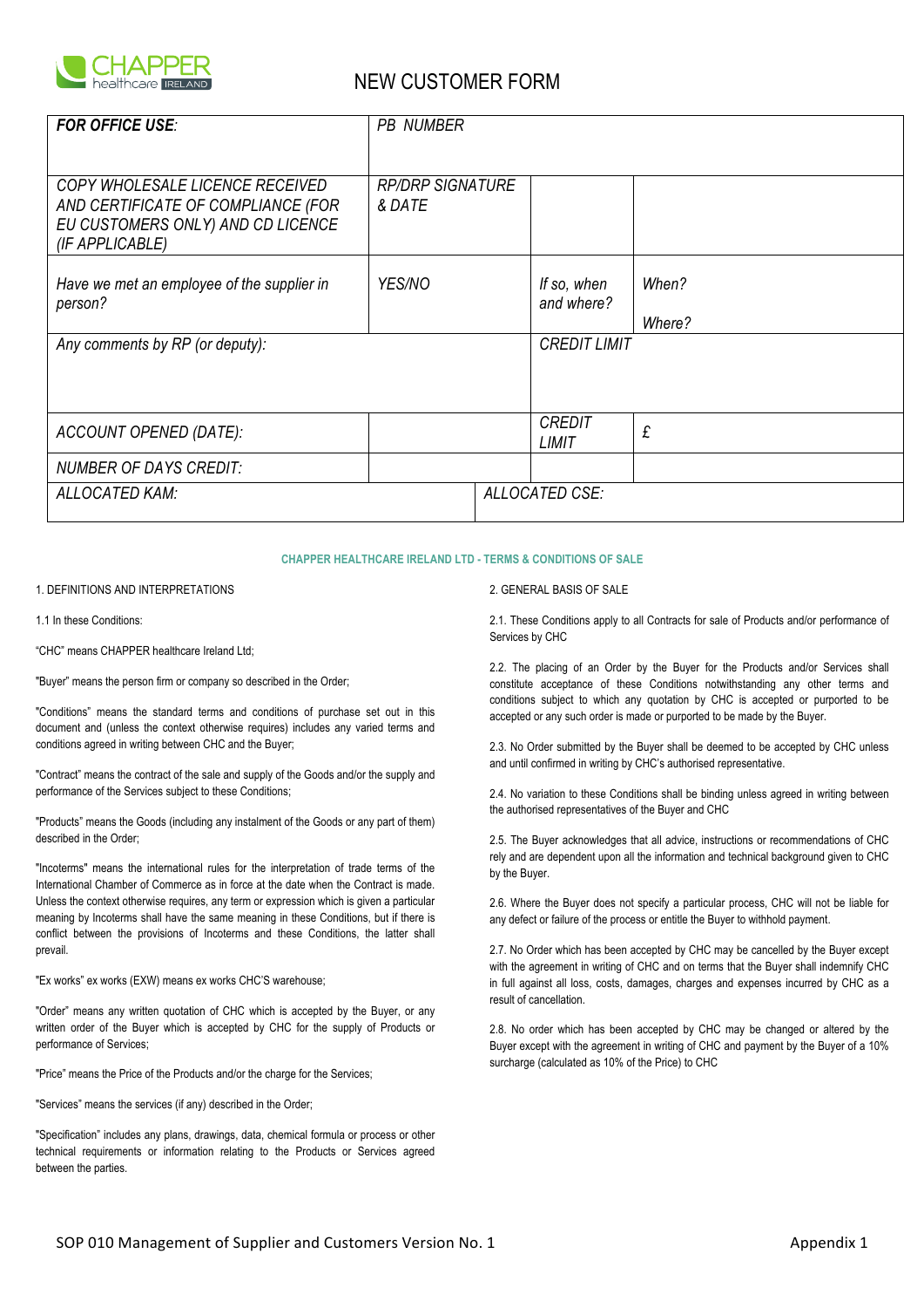# NEW CUSTOMER FORM

| | | | |
|---|---|---|---|
| ***FOR OFFICE USE:*** | *PB NUMBER* | | |
| *COPY WHOLESALE LICENCE RECEIVED AND CERTIFICATE OF COMPLIANCE (FOR EU CUSTOMERS ONLY) AND CD LICENCE (IF APPLICABLE)* | *RP/DRP SIGNATURE & DATE* | | |
| *Have we met an employee of the supplier in person?* | *YES/NO* | *If so, when and where?* | *When?*<br><br>*Where?* |
| *Any comments by RP (or deputy):* | | *CREDIT LIMIT* | |
| *ACCOUNT OPENED (DATE):* | | *CREDIT LIMIT* | *£* |
| *NUMBER OF DAYS CREDIT:* | | | |
| *ALLOCATED KAM:* | | *ALLOCATED CSE:* | |

**CHAPPER HEALTHCARE IRELAND LTD - TERMS & CONDITIONS OF SALE**

1. DEFINITIONS AND INTERPRETATIONS

1.1 In these Conditions:

"CHC" means CHAPPER healthcare Ireland Ltd;

"Buyer" means the person firm or company so described in the Order;

"Conditions" means the standard terms and conditions of purchase set out in this document and (unless the context otherwise requires) includes any varied terms and conditions agreed in writing between CHC and the Buyer;

"Contract" means the contract of the sale and supply of the Goods and/or the supply and performance of the Services subject to these Conditions;

"Products" means the Goods (including any instalment of the Goods or any part of them) described in the Order;

"Incoterms" means the international rules for the interpretation of trade terms of the International Chamber of Commerce as in force at the date when the Contract is made. Unless the context otherwise requires, any term or expression which is given a particular meaning by Incoterms shall have the same meaning in these Conditions, but if there is conflict between the provisions of Incoterms and these Conditions, the latter shall prevail.

"Ex works" ex works (EXW) means ex works CHC'S warehouse;

"Order" means any written quotation of CHC which is accepted by the Buyer, or any written order of the Buyer which is accepted by CHC for the supply of Products or performance of Services;

"Price" means the Price of the Products and/or the charge for the Services;

"Services" means the services (if any) described in the Order;

"Specification" includes any plans, drawings, data, chemical formula or process or other technical requirements or information relating to the Products or Services agreed between the parties.

2. GENERAL BASIS OF SALE

2.1. These Conditions apply to all Contracts for sale of Products and/or performance of Services by CHC

2.2. The placing of an Order by the Buyer for the Products and/or Services shall constitute acceptance of these Conditions notwithstanding any other terms and conditions subject to which any quotation by CHC is accepted or purported to be accepted or any such order is made or purported to be made by the Buyer.

2.3. No Order submitted by the Buyer shall be deemed to be accepted by CHC unless and until confirmed in writing by CHC's authorised representative.

2.4. No variation to these Conditions shall be binding unless agreed in writing between the authorised representatives of the Buyer and CHC

2.5. The Buyer acknowledges that all advice, instructions or recommendations of CHC rely and are dependent upon all the information and technical background given to CHC by the Buyer.

2.6. Where the Buyer does not specify a particular process, CHC will not be liable for any defect or failure of the process or entitle the Buyer to withhold payment.

2.7. No Order which has been accepted by CHC may be cancelled by the Buyer except with the agreement in writing of CHC and on terms that the Buyer shall indemnify CHC in full against all loss, costs, damages, charges and expenses incurred by CHC as a result of cancellation.

2.8. No order which has been accepted by CHC may be changed or altered by the Buyer except with the agreement in writing of CHC and payment by the Buyer of a 10% surcharge (calculated as 10% of the Price) to CHC

SOP 010 Management of Supplier and Customers Version No. 1 Appendix 1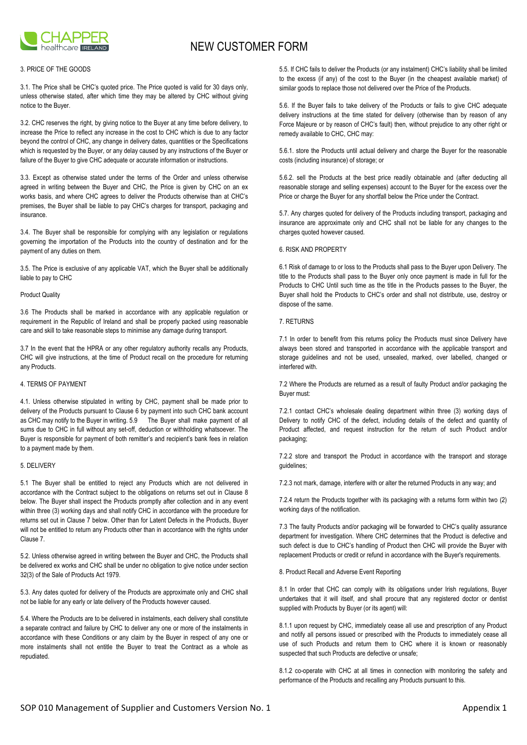# NEW CUSTOMER FORM

3. PRICE OF THE GOODS

3.1. The Price shall be CHC's quoted price. The Price quoted is valid for 30 days only, unless otherwise stated, after which time they may be altered by CHC without giving notice to the Buyer.

3.2. CHC reserves the right, by giving notice to the Buyer at any time before delivery, to increase the Price to reflect any increase in the cost to CHC which is due to any factor beyond the control of CHC, any change in delivery dates, quantities or the Specifications which is requested by the Buyer, or any delay caused by any instructions of the Buyer or failure of the Buyer to give CHC adequate or accurate information or instructions.

3.3. Except as otherwise stated under the terms of the Order and unless otherwise agreed in writing between the Buyer and CHC, the Price is given by CHC on an ex works basis, and where CHC agrees to deliver the Products otherwise than at CHC's premises, the Buyer shall be liable to pay CHC's charges for transport, packaging and insurance.

3.4. The Buyer shall be responsible for complying with any legislation or regulations governing the importation of the Products into the country of destination and for the payment of any duties on them.

3.5. The Price is exclusive of any applicable VAT, which the Buyer shall be additionally liable to pay to CHC

Product Quality

3.6 The Products shall be marked in accordance with any applicable regulation or requirement in the Republic of Ireland and shall be properly packed using reasonable care and skill to take reasonable steps to minimise any damage during transport.

3.7 In the event that the HPRA or any other regulatory authority recalls any Products, CHC will give instructions, at the time of Product recall on the procedure for returning any Products.

4. TERMS OF PAYMENT

4.1. Unless otherwise stipulated in writing by CHC, payment shall be made prior to delivery of the Products pursuant to Clause 6 by payment into such CHC bank account as CHC may notify to the Buyer in writing. 5.9 The Buyer shall make payment of all sums due to CHC in full without any set-off, deduction or withholding whatsoever. The Buyer is responsible for payment of both remitter's and recipient's bank fees in relation to a payment made by them.

5. DELIVERY

5.1 The Buyer shall be entitled to reject any Products which are not delivered in accordance with the Contract subject to the obligations on returns set out in Clause 8 below. The Buyer shall inspect the Products promptly after collection and in any event within three (3) working days and shall notify CHC in accordance with the procedure for returns set out in Clause 7 below. Other than for Latent Defects in the Products, Buyer will not be entitled to return any Products other than in accordance with the rights under Clause 7.

5.2. Unless otherwise agreed in writing between the Buyer and CHC, the Products shall be delivered ex works and CHC shall be under no obligation to give notice under section 32(3) of the Sale of Products Act 1979.

5.3. Any dates quoted for delivery of the Products are approximate only and CHC shall not be liable for any early or late delivery of the Products however caused.

5.4. Where the Products are to be delivered in instalments, each delivery shall constitute a separate contract and failure by CHC to deliver any one or more of the instalments in accordance with these Conditions or any claim by the Buyer in respect of any one or more instalments shall not entitle the Buyer to treat the Contract as a whole as repudiated.

5.5. If CHC fails to deliver the Products (or any instalment) CHC's liability shall be limited to the excess (if any) of the cost to the Buyer (in the cheapest available market) of similar goods to replace those not delivered over the Price of the Products.

5.6. If the Buyer fails to take delivery of the Products or fails to give CHC adequate delivery instructions at the time stated for delivery (otherwise than by reason of any Force Majeure or by reason of CHC's fault) then, without prejudice to any other right or remedy available to CHC, CHC may:

5.6.1. store the Products until actual delivery and charge the Buyer for the reasonable costs (including insurance) of storage; or

5.6.2. sell the Products at the best price readily obtainable and (after deducting all reasonable storage and selling expenses) account to the Buyer for the excess over the Price or charge the Buyer for any shortfall below the Price under the Contract.

5.7. Any charges quoted for delivery of the Products including transport, packaging and insurance are approximate only and CHC shall not be liable for any changes to the charges quoted however caused.

6. RISK AND PROPERTY

6.1 Risk of damage to or loss to the Products shall pass to the Buyer upon Delivery. The title to the Products shall pass to the Buyer only once payment is made in full for the Products to CHC Until such time as the title in the Products passes to the Buyer, the Buyer shall hold the Products to CHC's order and shall not distribute, use, destroy or dispose of the same.

7. RETURNS

7.1 In order to benefit from this returns policy the Products must since Delivery have always been stored and transported in accordance with the applicable transport and storage guidelines and not be used, unsealed, marked, over labelled, changed or interfered with.

7.2 Where the Products are returned as a result of faulty Product and/or packaging the Buyer must:

7.2.1 contact CHC's wholesale dealing department within three (3) working days of Delivery to notify CHC of the defect, including details of the defect and quantity of Product affected, and request instruction for the return of such Product and/or packaging;

7.2.2 store and transport the Product in accordance with the transport and storage guidelines;

7.2.3 not mark, damage, interfere with or alter the returned Products in any way; and

7.2.4 return the Products together with its packaging with a returns form within two (2) working days of the notification.

7.3 The faulty Products and/or packaging will be forwarded to CHC's quality assurance department for investigation. Where CHC determines that the Product is defective and such defect is due to CHC's handling of Product then CHC will provide the Buyer with replacement Products or credit or refund in accordance with the Buyer's requirements.

8. Product Recall and Adverse Event Reporting

8.1 In order that CHC can comply with its obligations under Irish regulations, Buyer undertakes that it will itself, and shall procure that any registered doctor or dentist supplied with Products by Buyer (or its agent) will:

8.1.1 upon request by CHC, immediately cease all use and prescription of any Product and notify all persons issued or prescribed with the Products to immediately cease all use of such Products and return them to CHC where it is known or reasonably suspected that such Products are defective or unsafe;

8.1.2 co-operate with CHC at all times in connection with monitoring the safety and performance of the Products and recalling any Products pursuant to this.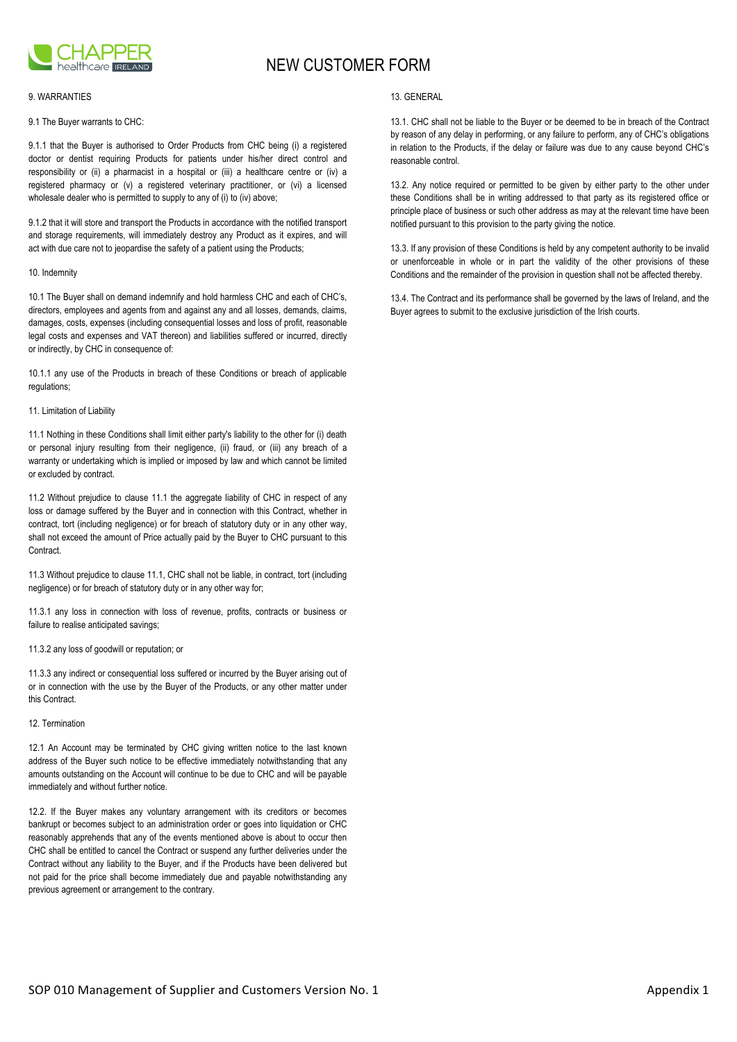# NEW CUSTOMER FORM

## 9. WARRANTIES

9.1 The Buyer warrants to CHC:

9.1.1 that the Buyer is authorised to Order Products from CHC being (i) a registered doctor or dentist requiring Products for patients under his/her direct control and responsibility or (ii) a pharmacist in a hospital or (iii) a healthcare centre or (iv) a registered pharmacy or (v) a registered veterinary practitioner, or (vi) a licensed wholesale dealer who is permitted to supply to any of (i) to (iv) above;

9.1.2 that it will store and transport the Products in accordance with the notified transport and storage requirements, will immediately destroy any Product as it expires, and will act with due care not to jeopardise the safety of a patient using the Products;

## 10. Indemnity

10.1 The Buyer shall on demand indemnify and hold harmless CHC and each of CHC's, directors, employees and agents from and against any and all losses, demands, claims, damages, costs, expenses (including consequential losses and loss of profit, reasonable legal costs and expenses and VAT thereon) and liabilities suffered or incurred, directly or indirectly, by CHC in consequence of:

10.1.1 any use of the Products in breach of these Conditions or breach of applicable regulations;

## 11. Limitation of Liability

11.1 Nothing in these Conditions shall limit either party's liability to the other for (i) death or personal injury resulting from their negligence, (ii) fraud, or (iii) any breach of a warranty or undertaking which is implied or imposed by law and which cannot be limited or excluded by contract.

11.2 Without prejudice to clause 11.1 the aggregate liability of CHC in respect of any loss or damage suffered by the Buyer and in connection with this Contract, whether in contract, tort (including negligence) or for breach of statutory duty or in any other way, shall not exceed the amount of Price actually paid by the Buyer to CHC pursuant to this Contract.

11.3 Without prejudice to clause 11.1, CHC shall not be liable, in contract, tort (including negligence) or for breach of statutory duty or in any other way for;

11.3.1 any loss in connection with loss of revenue, profits, contracts or business or failure to realise anticipated savings;

11.3.2 any loss of goodwill or reputation; or

11.3.3 any indirect or consequential loss suffered or incurred by the Buyer arising out of or in connection with the use by the Buyer of the Products, or any other matter under this Contract.

## 12. Termination

12.1 An Account may be terminated by CHC giving written notice to the last known address of the Buyer such notice to be effective immediately notwithstanding that any amounts outstanding on the Account will continue to be due to CHC and will be payable immediately and without further notice.

12.2. If the Buyer makes any voluntary arrangement with its creditors or becomes bankrupt or becomes subject to an administration order or goes into liquidation or CHC reasonably apprehends that any of the events mentioned above is about to occur then CHC shall be entitled to cancel the Contract or suspend any further deliveries under the Contract without any liability to the Buyer, and if the Products have been delivered but not paid for the price shall become immediately due and payable notwithstanding any previous agreement or arrangement to the contrary.

## 13. GENERAL

13.1. CHC shall not be liable to the Buyer or be deemed to be in breach of the Contract by reason of any delay in performing, or any failure to perform, any of CHC's obligations in relation to the Products, if the delay or failure was due to any cause beyond CHC's reasonable control.

13.2. Any notice required or permitted to be given by either party to the other under these Conditions shall be in writing addressed to that party as its registered office or principle place of business or such other address as may at the relevant time have been notified pursuant to this provision to the party giving the notice.

13.3. If any provision of these Conditions is held by any competent authority to be invalid or unenforceable in whole or in part the validity of the other provisions of these Conditions and the remainder of the provision in question shall not be affected thereby.

13.4. The Contract and its performance shall be governed by the laws of Ireland, and the Buyer agrees to submit to the exclusive jurisdiction of the Irish courts.